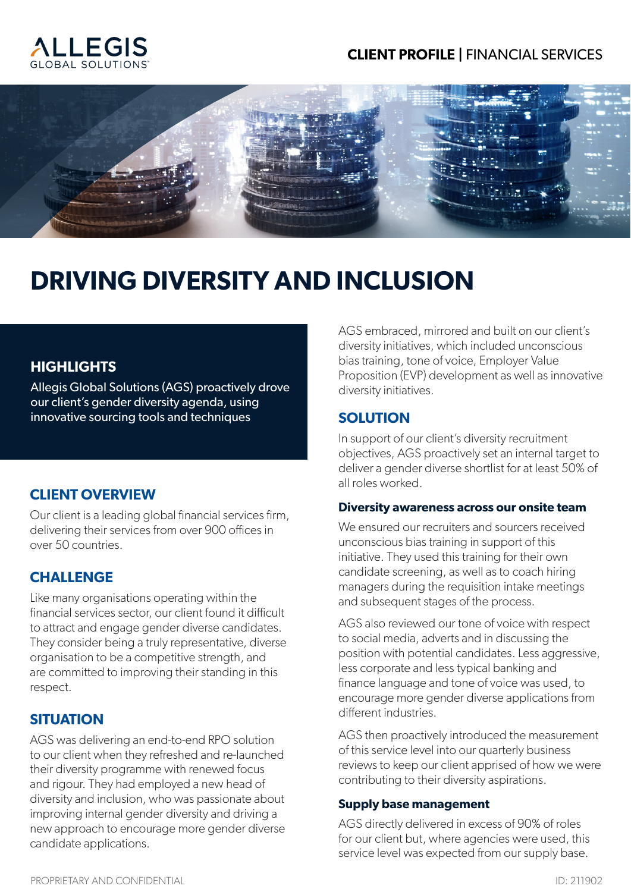ALLEGIS GLOBAL SOLUTIONS

**CLIENT PROFILE** | FINANCIAL SERVICES

# DRIVING DIVERSITY AND INCLUSION

## HIGHLIGHTS

Allegis Global Solutions (AGS) proactively drove our client's gender diversity agenda, using innovative sourcing tools and techniques

## CLIENT OVERVIEW

Our client is a leading global financial services firm, delivering their services from over 900 offices in over 50 countries.

## CHALLENGE

Like many organisations operating within the financial services sector, our client found it difficult to attract and engage gender diverse candidates. They consider being a truly representative, diverse organisation to be a competitive strength, and are committed to improving their standing in this respect.

## SITUATION

AGS was delivering an end-to-end RPO solution to our client when they refreshed and re-launched their diversity programme with renewed focus and rigour. They had employed a new head of diversity and inclusion, who was passionate about improving internal gender diversity and driving a new approach to encourage more gender diverse candidate applications.

AGS embraced, mirrored and built on our client's diversity initiatives, which included unconscious bias training, tone of voice, Employer Value Proposition (EVP) development as well as innovative diversity initiatives.

## SOLUTION

In support of our client's diversity recruitment objectives, AGS proactively set an internal target to deliver a gender diverse shortlist for at least 50% of all roles worked.

### Diversity awareness across our onsite team

We ensured our recruiters and sourcers received unconscious bias training in support of this initiative. They used this training for their own candidate screening, as well as to coach hiring managers during the requisition intake meetings and subsequent stages of the process.

AGS also reviewed our tone of voice with respect to social media, adverts and in discussing the position with potential candidates. Less aggressive, less corporate and less typical banking and finance language and tone of voice was used, to encourage more gender diverse applications from different industries.

AGS then proactively introduced the measurement of this service level into our quarterly business reviews to keep our client apprised of how we were contributing to their diversity aspirations.

### Supply base management

AGS directly delivered in excess of 90% of roles for our client but, where agencies were used, this service level was expected from our supply base.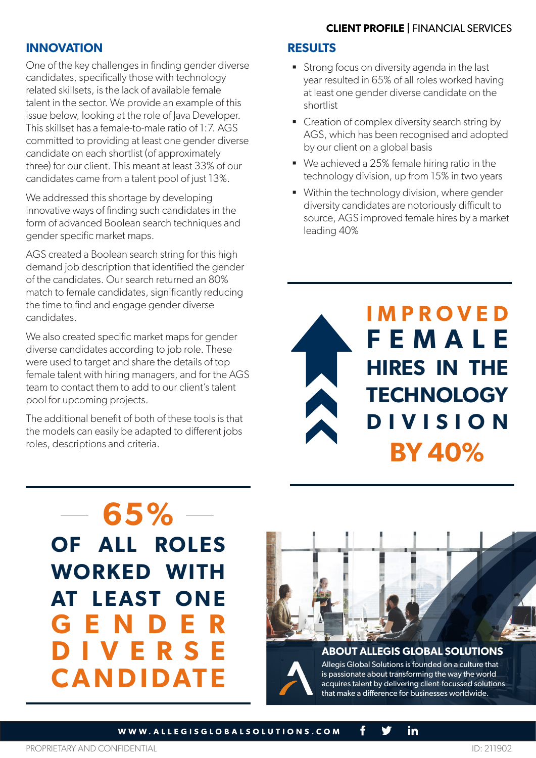**CLIENT PROFILE** | FINANCIAL SERVICES

## INNOVATION

One of the key challenges in finding gender diverse candidates, specifically those with technology related skillsets, is the lack of available female talent in the sector. We provide an example of this issue below, looking at the role of Java Developer. This skillset has a female-to-male ratio of 1:7. AGS committed to providing at least one gender diverse candidate on each shortlist (of approximately three) for our client. This meant at least 33% of our candidates came from a talent pool of just 13%.

We addressed this shortage by developing innovative ways of finding such candidates in the form of advanced Boolean search techniques and gender specific market maps.

AGS created a Boolean search string for this high demand job description that identified the gender of the candidates. Our search returned an 80% match to female candidates, significantly reducing the time to find and engage gender diverse candidates.

We also created specific market maps for gender diverse candidates according to job role. These were used to target and share the details of top female talent with hiring managers, and for the AGS team to contact them to add to our client's talent pool for upcoming projects.

The additional benefit of both of these tools is that the models can easily be adapted to different jobs roles, descriptions and criteria.

## RESULTS

- Strong focus on diversity agenda in the last year resulted in 65% of all roles worked having at least one gender diverse candidate on the shortlist
- Creation of complex diversity search string by AGS, which has been recognised and adopted by our client on a global basis
- We achieved a 25% female hiring ratio in the technology division, up from 15% in two years
- Within the technology division, where gender diversity candidates are notoriously difficult to source, AGS improved female hires by a market leading 40%

**IMPROVED FEMALE HIRES IN THE TECHNOLOGY DIVISION BY 40%**

**65% OF ALL ROLES WORKED WITH AT LEAST ONE GENDER DIVERSE CANDIDATE**

### ABOUT ALLEGIS GLOBAL SOLUTIONS

Allegis Global Solutions is founded on a culture that is passionate about transforming the way the world acquires talent by delivering client-focussed solutions that make a difference for businesses worldwide.

WWW.ALLEGISGLOBALSOLUTIONS.COM

PROPRIETARY AND CONFIDENTIAL

ID: 211902